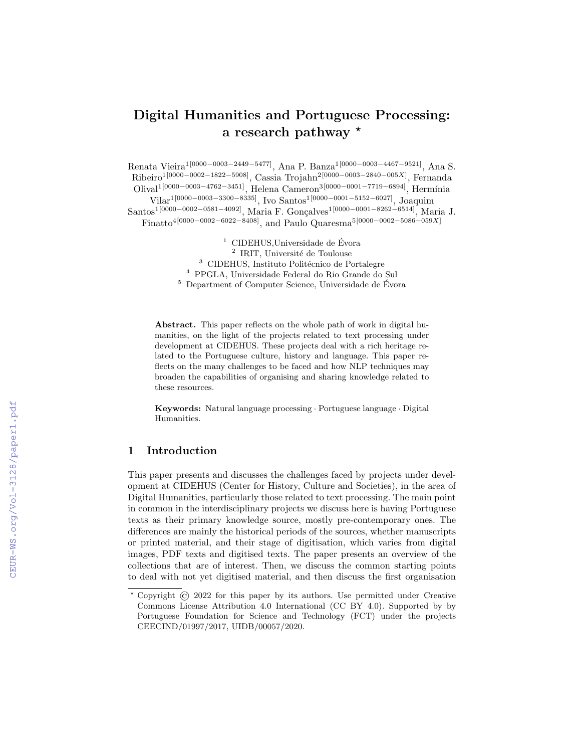# Digital Humanities and Portuguese Processing: a research pathway *

Renata Vieira[1[0000−0003−2449−5477]], Ana P. Banza[1[0000−0003−4467−9521]], Ana S. Ribeiro[1[0000−0002−1822−5908]], Cassia Trojahn[2[0000−0003−2840−005X]], Fernanda Olival[1[0000−0003−4762−3451]], Helena Cameron[3[0000−0001−7719−6894]], Hermínia Vilar[1[0000−0003−3300−8335]], Ivo Santos[1[0000−0001−5152−6027]], Joaquim Santos[1[0000−0002−0581−4092]], Maria F. Gonçalves[1[0000−0001−8262−6514]], Maria J. Finatto[4[0000−0002−6022−8408]], and Paulo Quaresma[5[0000−0002−5086−059X]]

[1] CIDEHUS,Universidade de Évora
[2] IRIT, Université de Toulouse
[3] CIDEHUS, Instituto Politécnico de Portalegre
[4] PPGLA, Universidade Federal do Rio Grande do Sul
[5] Department of Computer Science, Universidade de Évora

**Abstract.** This paper reflects on the whole path of work in digital humanities, on the light of the projects related to text processing under development at CIDEHUS. These projects deal with a rich heritage related to the Portuguese culture, history and language. This paper reflects on the many challenges to be faced and how NLP techniques may broaden the capabilities of organising and sharing knowledge related to these resources.

**Keywords:** Natural language processing · Portuguese language · Digital Humanities.

## 1 Introduction

This paper presents and discusses the challenges faced by projects under development at CIDEHUS (Center for History, Culture and Societies), in the area of Digital Humanities, particularly those related to text processing. The main point in common in the interdisciplinary projects we discuss here is having Portuguese texts as their primary knowledge source, mostly pre-contemporary ones. The differences are mainly the historical periods of the sources, whether manuscripts or printed material, and their stage of digitisation, which varies from digital images, PDF texts and digitised texts. The paper presents an overview of the collections that are of interest. Then, we discuss the common starting points to deal with not yet digitised material, and then discuss the first organisation

* Copyright © 2022 for this paper by its authors. Use permitted under Creative Commons License Attribution 4.0 International (CC BY 4.0). Supported by by Portuguese Foundation for Science and Technology (FCT) under the projects CEECIND/01997/2017, UIDB/00057/2020.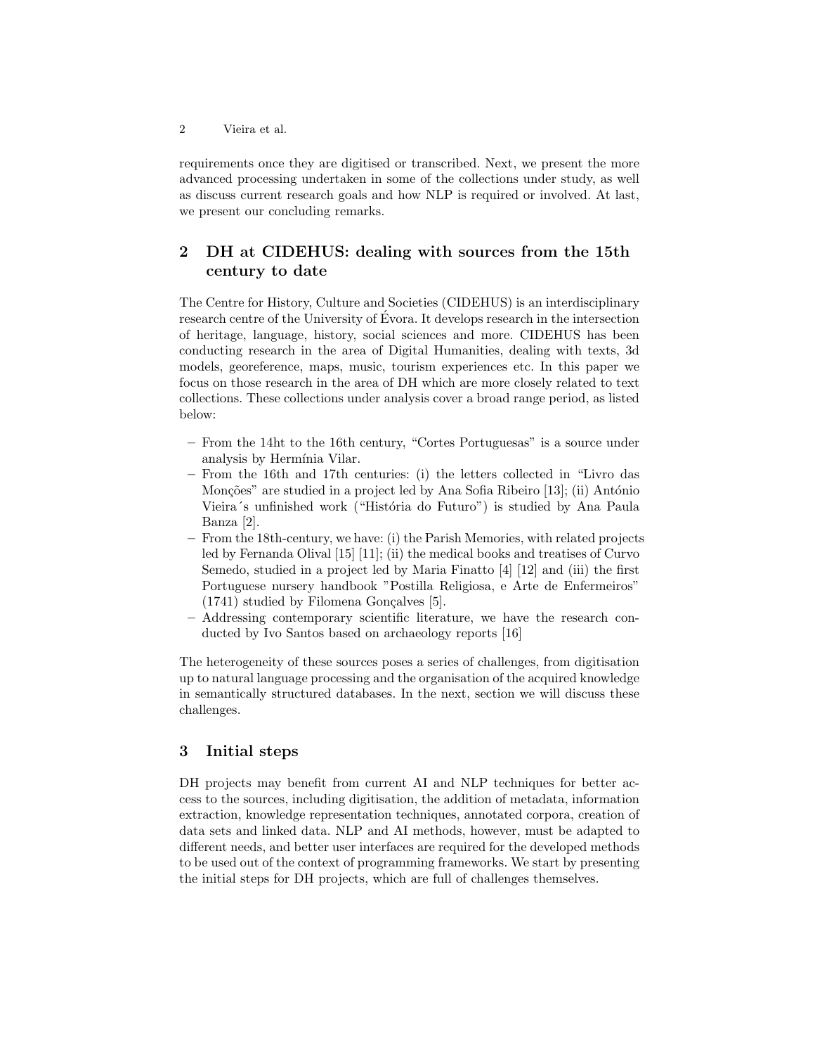requirements once they are digitised or transcribed. Next, we present the more advanced processing undertaken in some of the collections under study, as well as discuss current research goals and how NLP is required or involved. At last, we present our concluding remarks.

## 2 DH at CIDEHUS: dealing with sources from the 15th century to date

The Centre for History, Culture and Societies (CIDEHUS) is an interdisciplinary research centre of the University of Évora. It develops research in the intersection of heritage, language, history, social sciences and more. CIDEHUS has been conducting research in the area of Digital Humanities, dealing with texts, 3d models, georeference, maps, music, tourism experiences etc. In this paper we focus on those research in the area of DH which are more closely related to text collections. These collections under analysis cover a broad range period, as listed below:

- From the 14ht to the 16th century, "Cortes Portuguesas" is a source under analysis by Hermínia Vilar.
- From the 16th and 17th centuries: (i) the letters collected in "Livro das Monções" are studied in a project led by Ana Sofia Ribeiro [13]; (ii) António Vieira´s unfinished work ("História do Futuro") is studied by Ana Paula Banza [2].
- From the 18th-century, we have: (i) the Parish Memories, with related projects led by Fernanda Olival [15] [11]; (ii) the medical books and treatises of Curvo Semedo, studied in a project led by Maria Finatto [4] [12] and (iii) the first Portuguese nursery handbook "Postilla Religiosa, e Arte de Enfermeiros" (1741) studied by Filomena Gonçalves [5].
- Addressing contemporary scientific literature, we have the research conducted by Ivo Santos based on archaeology reports [16]

The heterogeneity of these sources poses a series of challenges, from digitisation up to natural language processing and the organisation of the acquired knowledge in semantically structured databases. In the next, section we will discuss these challenges.

## 3 Initial steps

DH projects may benefit from current AI and NLP techniques for better access to the sources, including digitisation, the addition of metadata, information extraction, knowledge representation techniques, annotated corpora, creation of data sets and linked data. NLP and AI methods, however, must be adapted to different needs, and better user interfaces are required for the developed methods to be used out of the context of programming frameworks. We start by presenting the initial steps for DH projects, which are full of challenges themselves.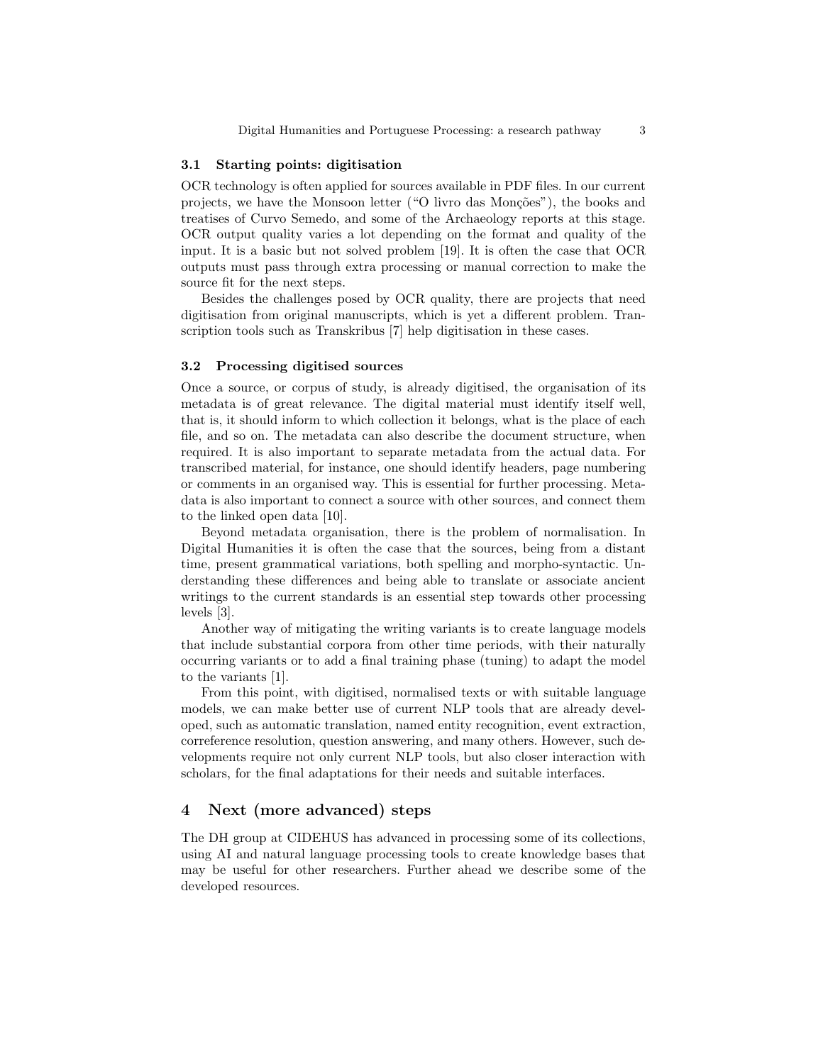### 3.1 Starting points: digitisation

OCR technology is often applied for sources available in PDF files. In our current projects, we have the Monsoon letter ("O livro das Monções"), the books and treatises of Curvo Semedo, and some of the Archaeology reports at this stage. OCR output quality varies a lot depending on the format and quality of the input. It is a basic but not solved problem [19]. It is often the case that OCR outputs must pass through extra processing or manual correction to make the source fit for the next steps.

Besides the challenges posed by OCR quality, there are projects that need digitisation from original manuscripts, which is yet a different problem. Transcription tools such as Transkribus [7] help digitisation in these cases.

### 3.2 Processing digitised sources

Once a source, or corpus of study, is already digitised, the organisation of its metadata is of great relevance. The digital material must identify itself well, that is, it should inform to which collection it belongs, what is the place of each file, and so on. The metadata can also describe the document structure, when required. It is also important to separate metadata from the actual data. For transcribed material, for instance, one should identify headers, page numbering or comments in an organised way. This is essential for further processing. Metadata is also important to connect a source with other sources, and connect them to the linked open data [10].

Beyond metadata organisation, there is the problem of normalisation. In Digital Humanities it is often the case that the sources, being from a distant time, present grammatical variations, both spelling and morpho-syntactic. Understanding these differences and being able to translate or associate ancient writings to the current standards is an essential step towards other processing levels [3].

Another way of mitigating the writing variants is to create language models that include substantial corpora from other time periods, with their naturally occurring variants or to add a final training phase (tuning) to adapt the model to the variants [1].

From this point, with digitised, normalised texts or with suitable language models, we can make better use of current NLP tools that are already developed, such as automatic translation, named entity recognition, event extraction, correference resolution, question answering, and many others. However, such developments require not only current NLP tools, but also closer interaction with scholars, for the final adaptations for their needs and suitable interfaces.

## 4 Next (more advanced) steps

The DH group at CIDEHUS has advanced in processing some of its collections, using AI and natural language processing tools to create knowledge bases that may be useful for other researchers. Further ahead we describe some of the developed resources.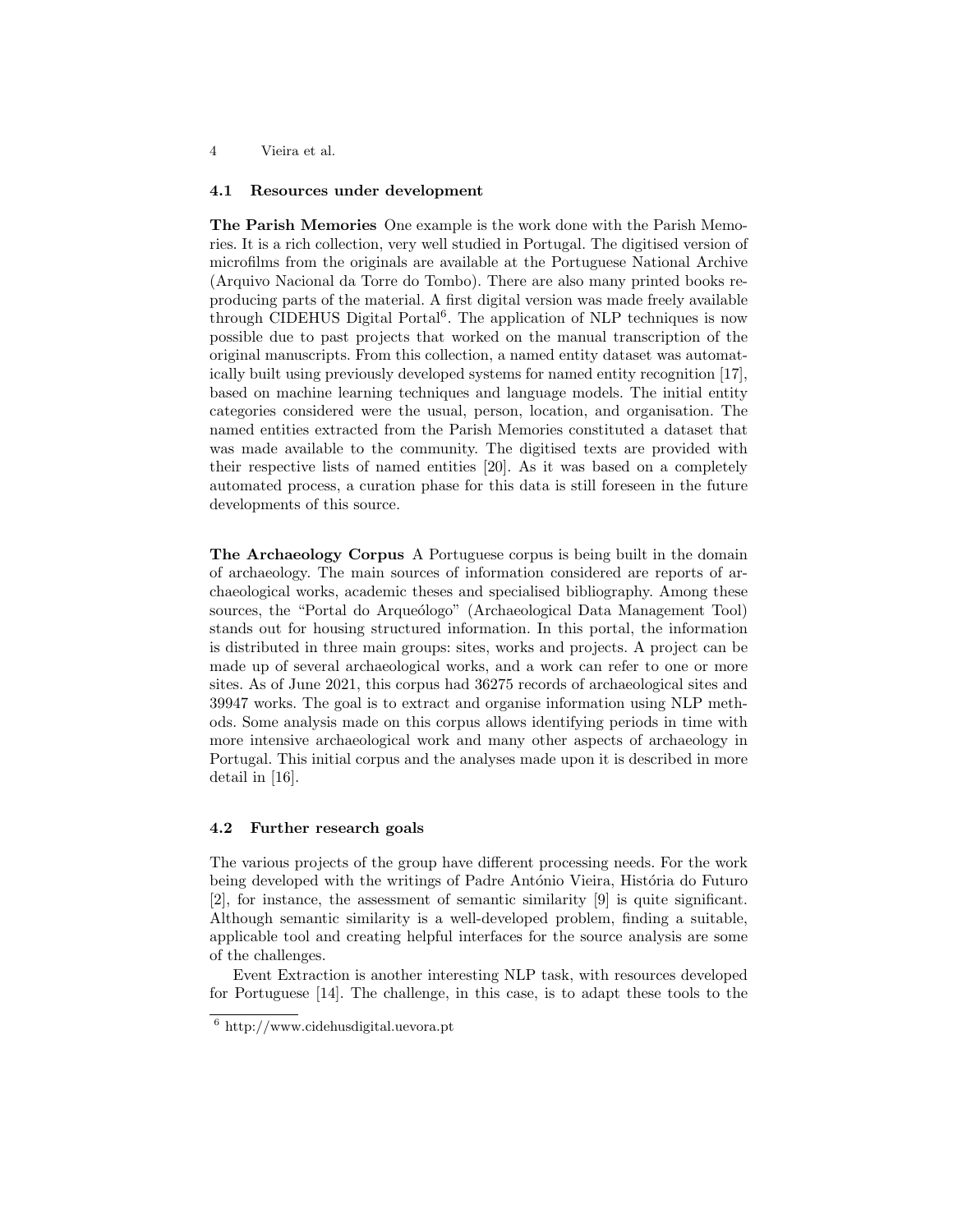### 4.1 Resources under development

**The Parish Memories** One example is the work done with the Parish Memories. It is a rich collection, very well studied in Portugal. The digitised version of microfilms from the originals are available at the Portuguese National Archive (Arquivo Nacional da Torre do Tombo). There are also many printed books reproducing parts of the material. A first digital version was made freely available through CIDEHUS Digital Portal[6]. The application of NLP techniques is now possible due to past projects that worked on the manual transcription of the original manuscripts. From this collection, a named entity dataset was automatically built using previously developed systems for named entity recognition [17], based on machine learning techniques and language models. The initial entity categories considered were the usual, person, location, and organisation. The named entities extracted from the Parish Memories constituted a dataset that was made available to the community. The digitised texts are provided with their respective lists of named entities [20]. As it was based on a completely automated process, a curation phase for this data is still foreseen in the future developments of this source.

**The Archaeology Corpus** A Portuguese corpus is being built in the domain of archaeology. The main sources of information considered are reports of archaeological works, academic theses and specialised bibliography. Among these sources, the "Portal do Arqueólogo" (Archaeological Data Management Tool) stands out for housing structured information. In this portal, the information is distributed in three main groups: sites, works and projects. A project can be made up of several archaeological works, and a work can refer to one or more sites. As of June 2021, this corpus had 36275 records of archaeological sites and 39947 works. The goal is to extract and organise information using NLP methods. Some analysis made on this corpus allows identifying periods in time with more intensive archaeological work and many other aspects of archaeology in Portugal. This initial corpus and the analyses made upon it is described in more detail in [16].

### 4.2 Further research goals

The various projects of the group have different processing needs. For the work being developed with the writings of Padre António Vieira, História do Futuro [2], for instance, the assessment of semantic similarity [9] is quite significant. Although semantic similarity is a well-developed problem, finding a suitable, applicable tool and creating helpful interfaces for the source analysis are some of the challenges.

Event Extraction is another interesting NLP task, with resources developed for Portuguese [14]. The challenge, in this case, is to adapt these tools to the

[6] http://www.cidehusdigital.uevora.pt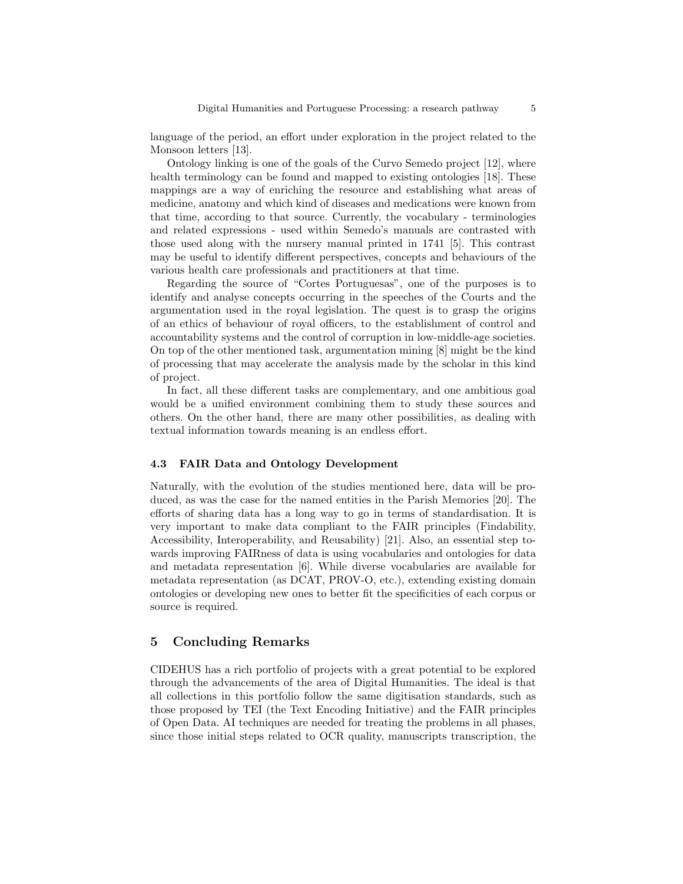language of the period, an effort under exploration in the project related to the Monsoon letters [13].

Ontology linking is one of the goals of the Curvo Semedo project [12], where health terminology can be found and mapped to existing ontologies [18]. These mappings are a way of enriching the resource and establishing what areas of medicine, anatomy and which kind of diseases and medications were known from that time, according to that source. Currently, the vocabulary - terminologies and related expressions - used within Semedo's manuals are contrasted with those used along with the nursery manual printed in 1741 [5]. This contrast may be useful to identify different perspectives, concepts and behaviours of the various health care professionals and practitioners at that time.

Regarding the source of "Cortes Portuguesas", one of the purposes is to identify and analyse concepts occurring in the speeches of the Courts and the argumentation used in the royal legislation. The quest is to grasp the origins of an ethics of behaviour of royal officers, to the establishment of control and accountability systems and the control of corruption in low-middle-age societies. On top of the other mentioned task, argumentation mining [8] might be the kind of processing that may accelerate the analysis made by the scholar in this kind of project.

In fact, all these different tasks are complementary, and one ambitious goal would be a unified environment combining them to study these sources and others. On the other hand, there are many other possibilities, as dealing with textual information towards meaning is an endless effort.

### 4.3 FAIR Data and Ontology Development

Naturally, with the evolution of the studies mentioned here, data will be produced, as was the case for the named entities in the Parish Memories [20]. The efforts of sharing data has a long way to go in terms of standardisation. It is very important to make data compliant to the FAIR principles (Findability, Accessibility, Interoperability, and Reusability) [21]. Also, an essential step towards improving FAIRness of data is using vocabularies and ontologies for data and metadata representation [6]. While diverse vocabularies are available for metadata representation (as DCAT, PROV-O, etc.), extending existing domain ontologies or developing new ones to better fit the specificities of each corpus or source is required.

## 5 Concluding Remarks

CIDEHUS has a rich portfolio of projects with a great potential to be explored through the advancements of the area of Digital Humanities. The ideal is that all collections in this portfolio follow the same digitisation standards, such as those proposed by TEI (the Text Encoding Initiative) and the FAIR principles of Open Data. AI techniques are needed for treating the problems in all phases, since those initial steps related to OCR quality, manuscripts transcription, the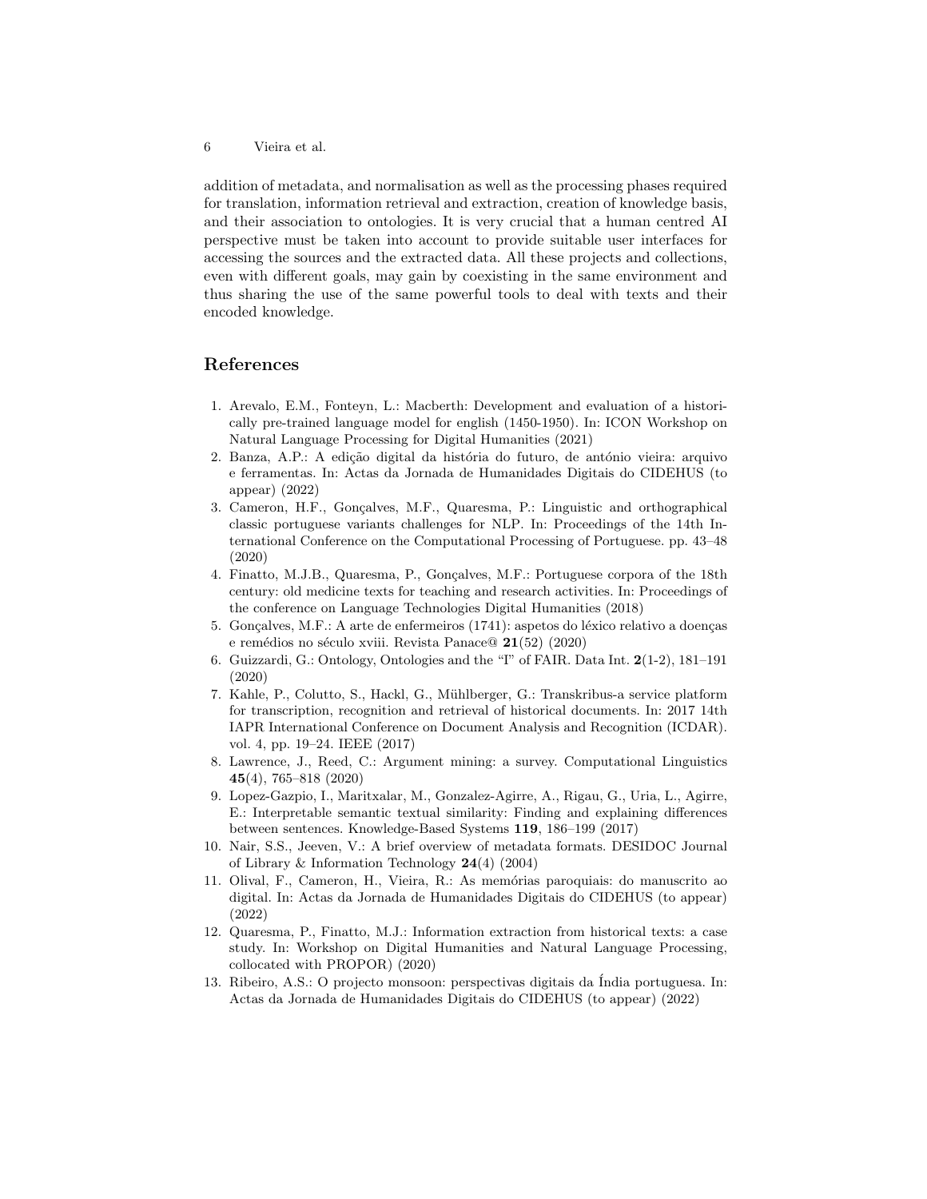addition of metadata, and normalisation as well as the processing phases required for translation, information retrieval and extraction, creation of knowledge basis, and their association to ontologies. It is very crucial that a human centred AI perspective must be taken into account to provide suitable user interfaces for accessing the sources and the extracted data. All these projects and collections, even with different goals, may gain by coexisting in the same environment and thus sharing the use of the same powerful tools to deal with texts and their encoded knowledge.

## References

1. Arevalo, E.M., Fonteyn, L.: Macberth: Development and evaluation of a historically pre-trained language model for english (1450-1950). In: ICON Workshop on Natural Language Processing for Digital Humanities (2021)
2. Banza, A.P.: A edição digital da história do futuro, de antónio vieira: arquivo e ferramentas. In: Actas da Jornada de Humanidades Digitais do CIDEHUS (to appear) (2022)
3. Cameron, H.F., Gonçalves, M.F., Quaresma, P.: Linguistic and orthographical classic portuguese variants challenges for NLP. In: Proceedings of the 14th International Conference on the Computational Processing of Portuguese. pp. 43–48 (2020)
4. Finatto, M.J.B., Quaresma, P., Gonçalves, M.F.: Portuguese corpora of the 18th century: old medicine texts for teaching and research activities. In: Proceedings of the conference on Language Technologies Digital Humanities (2018)
5. Gonçalves, M.F.: A arte de enfermeiros (1741): aspetos do léxico relativo a doenças e remédios no século xviii. Revista Panace@ **21**(52) (2020)
6. Guizzardi, G.: Ontology, Ontologies and the "I" of FAIR. Data Int. **2**(1-2), 181–191 (2020)
7. Kahle, P., Colutto, S., Hackl, G., Mühlberger, G.: Transkribus-a service platform for transcription, recognition and retrieval of historical documents. In: 2017 14th IAPR International Conference on Document Analysis and Recognition (ICDAR). vol. 4, pp. 19–24. IEEE (2017)
8. Lawrence, J., Reed, C.: Argument mining: a survey. Computational Linguistics **45**(4), 765–818 (2020)
9. Lopez-Gazpio, I., Maritxalar, M., Gonzalez-Agirre, A., Rigau, G., Uria, L., Agirre, E.: Interpretable semantic textual similarity: Finding and explaining differences between sentences. Knowledge-Based Systems **119**, 186–199 (2017)
10. Nair, S.S., Jeeven, V.: A brief overview of metadata formats. DESIDOC Journal of Library & Information Technology **24**(4) (2004)
11. Olival, F., Cameron, H., Vieira, R.: As memórias paroquiais: do manuscrito ao digital. In: Actas da Jornada de Humanidades Digitais do CIDEHUS (to appear) (2022)
12. Quaresma, P., Finatto, M.J.: Information extraction from historical texts: a case study. In: Workshop on Digital Humanities and Natural Language Processing, collocated with PROPOR) (2020)
13. Ribeiro, A.S.: O projecto monsoon: perspectivas digitais da Índia portuguesa. In: Actas da Jornada de Humanidades Digitais do CIDEHUS (to appear) (2022)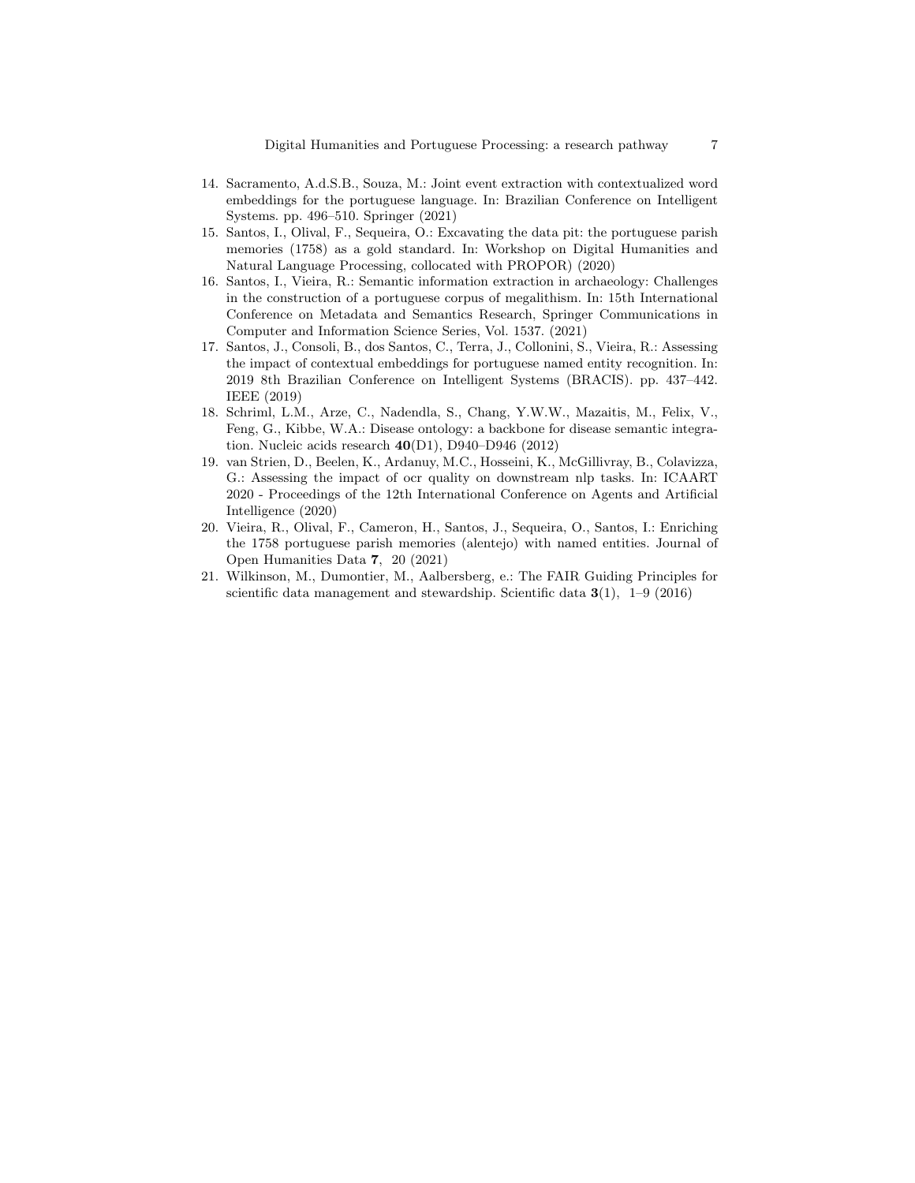14. Sacramento, A.d.S.B., Souza, M.: Joint event extraction with contextualized word embeddings for the portuguese language. In: Brazilian Conference on Intelligent Systems. pp. 496–510. Springer (2021)
15. Santos, I., Olival, F., Sequeira, O.: Excavating the data pit: the portuguese parish memories (1758) as a gold standard. In: Workshop on Digital Humanities and Natural Language Processing, collocated with PROPOR) (2020)
16. Santos, I., Vieira, R.: Semantic information extraction in archaeology: Challenges in the construction of a portuguese corpus of megalithism. In: 15th International Conference on Metadata and Semantics Research, Springer Communications in Computer and Information Science Series, Vol. 1537. (2021)
17. Santos, J., Consoli, B., dos Santos, C., Terra, J., Collonini, S., Vieira, R.: Assessing the impact of contextual embeddings for portuguese named entity recognition. In: 2019 8th Brazilian Conference on Intelligent Systems (BRACIS). pp. 437–442. IEEE (2019)
18. Schriml, L.M., Arze, C., Nadendla, S., Chang, Y.W.W., Mazaitis, M., Felix, V., Feng, G., Kibbe, W.A.: Disease ontology: a backbone for disease semantic integration. Nucleic acids research **40**(D1), D940–D946 (2012)
19. van Strien, D., Beelen, K., Ardanuy, M.C., Hosseini, K., McGillivray, B., Colavizza, G.: Assessing the impact of ocr quality on downstream nlp tasks. In: ICAART 2020 - Proceedings of the 12th International Conference on Agents and Artificial Intelligence (2020)
20. Vieira, R., Olival, F., Cameron, H., Santos, J., Sequeira, O., Santos, I.: Enriching the 1758 portuguese parish memories (alentejo) with named entities. Journal of Open Humanities Data **7**, 20 (2021)
21. Wilkinson, M., Dumontier, M., Aalbersberg, e.: The FAIR Guiding Principles for scientific data management and stewardship. Scientific data **3**(1), 1–9 (2016)